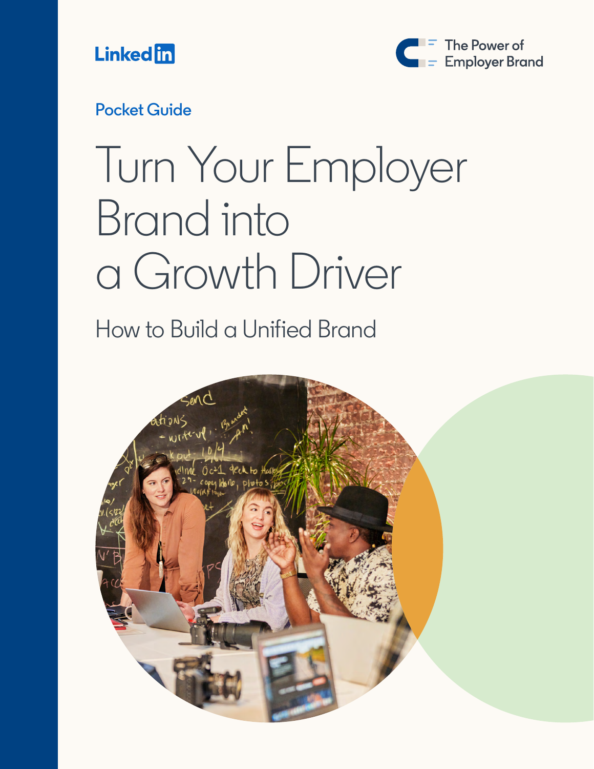LinkedIn

The Power of Employer Brand

Pocket Guide

# Turn Your Employer Brand into a Growth Driver

## How to Build a Unified Brand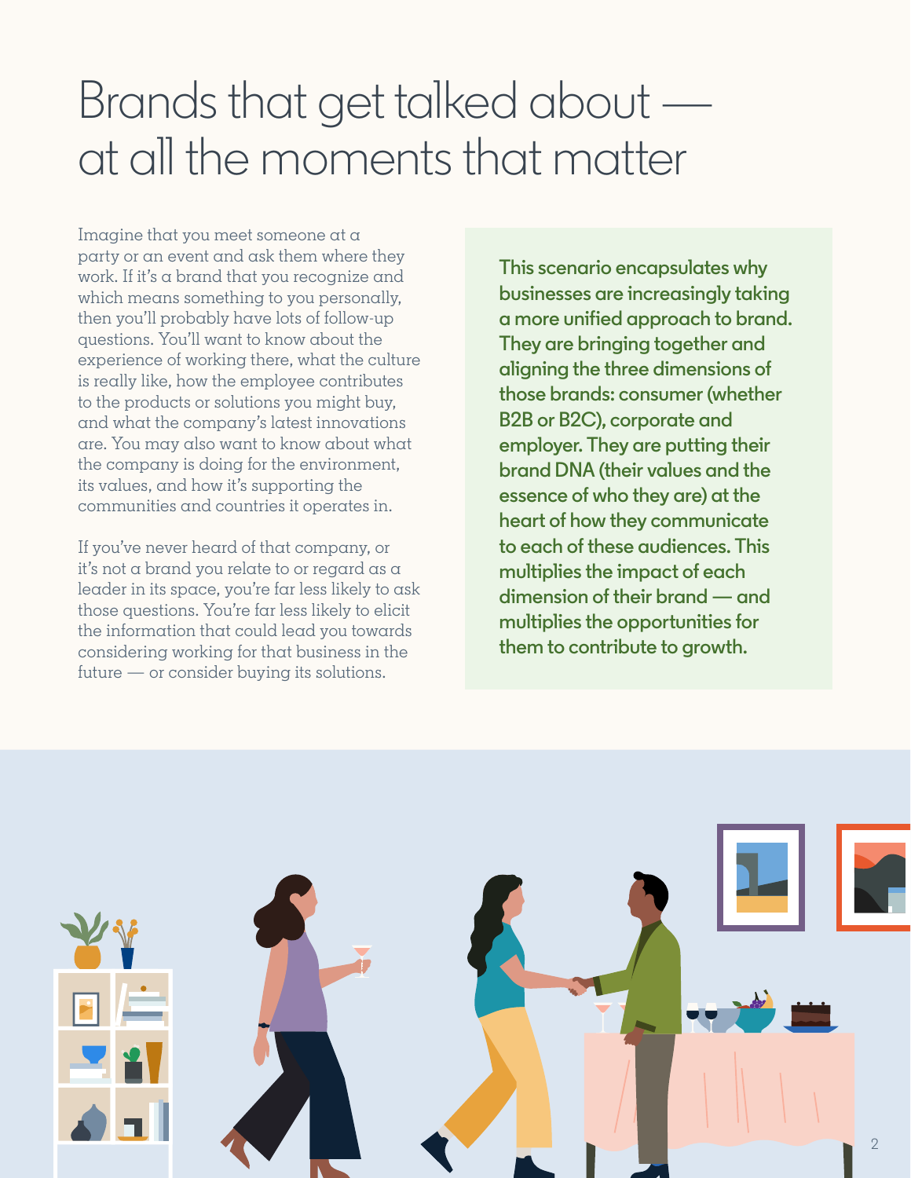# Brands that get talked about — at all the moments that matter

Imagine that you meet someone at a party or an event and ask them where they work. If it's a brand that you recognize and which means something to you personally, then you'll probably have lots of follow-up questions. You'll want to know about the experience of working there, what the culture is really like, how the employee contributes to the products or solutions you might buy, and what the company's latest innovations are. You may also want to know about what the company is doing for the environment, its values, and how it's supporting the communities and countries it operates in.

If you've never heard of that company, or it's not a brand you relate to or regard as a leader in its space, you're far less likely to ask those questions. You're far less likely to elicit the information that could lead you towards considering working for that business in the future — or consider buying its solutions.

**This scenario encapsulates why businesses are increasingly taking a more unified approach to brand. They are bringing together and aligning the three dimensions of those brands: consumer (whether B2B or B2C), corporate and employer. They are putting their brand DNA (their values and the essence of who they are) at the heart of how they communicate to each of these audiences. This multiplies the impact of each dimension of their brand — and multiplies the opportunities for them to contribute to growth.**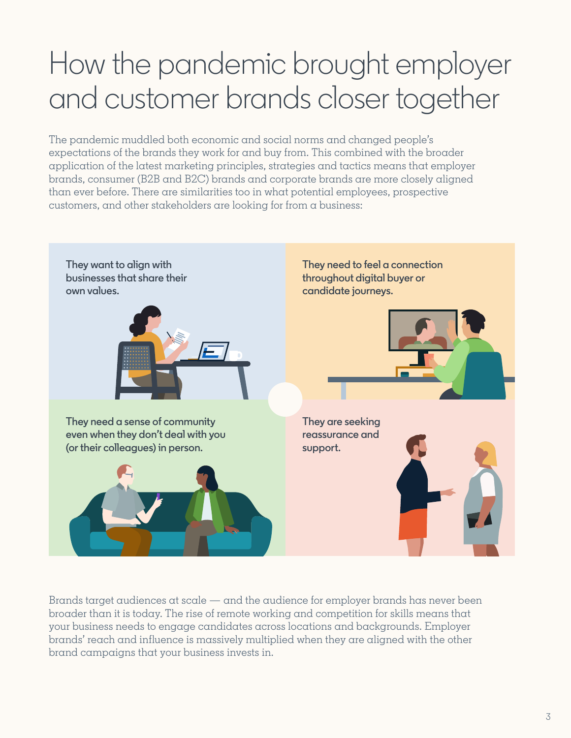# How the pandemic brought employer and customer brands closer together

The pandemic muddled both economic and social norms and changed people's expectations of the brands they work for and buy from. This combined with the broader application of the latest marketing principles, strategies and tactics means that employer brands, consumer (B2B and B2C) brands and corporate brands are more closely aligned than ever before. There are similarities too in what potential employees, prospective customers, and other stakeholders are looking for from a business:

**They want to align with businesses that share their own values.**

**They need to feel a connection throughout digital buyer or candidate journeys.**

**They need a sense of community even when they don't deal with you (or their colleagues) in person.**

**They are seeking reassurance and support.**

Brands target audiences at scale — and the audience for employer brands has never been broader than it is today. The rise of remote working and competition for skills means that your business needs to engage candidates across locations and backgrounds. Employer brands' reach and influence is massively multiplied when they are aligned with the other brand campaigns that your business invests in.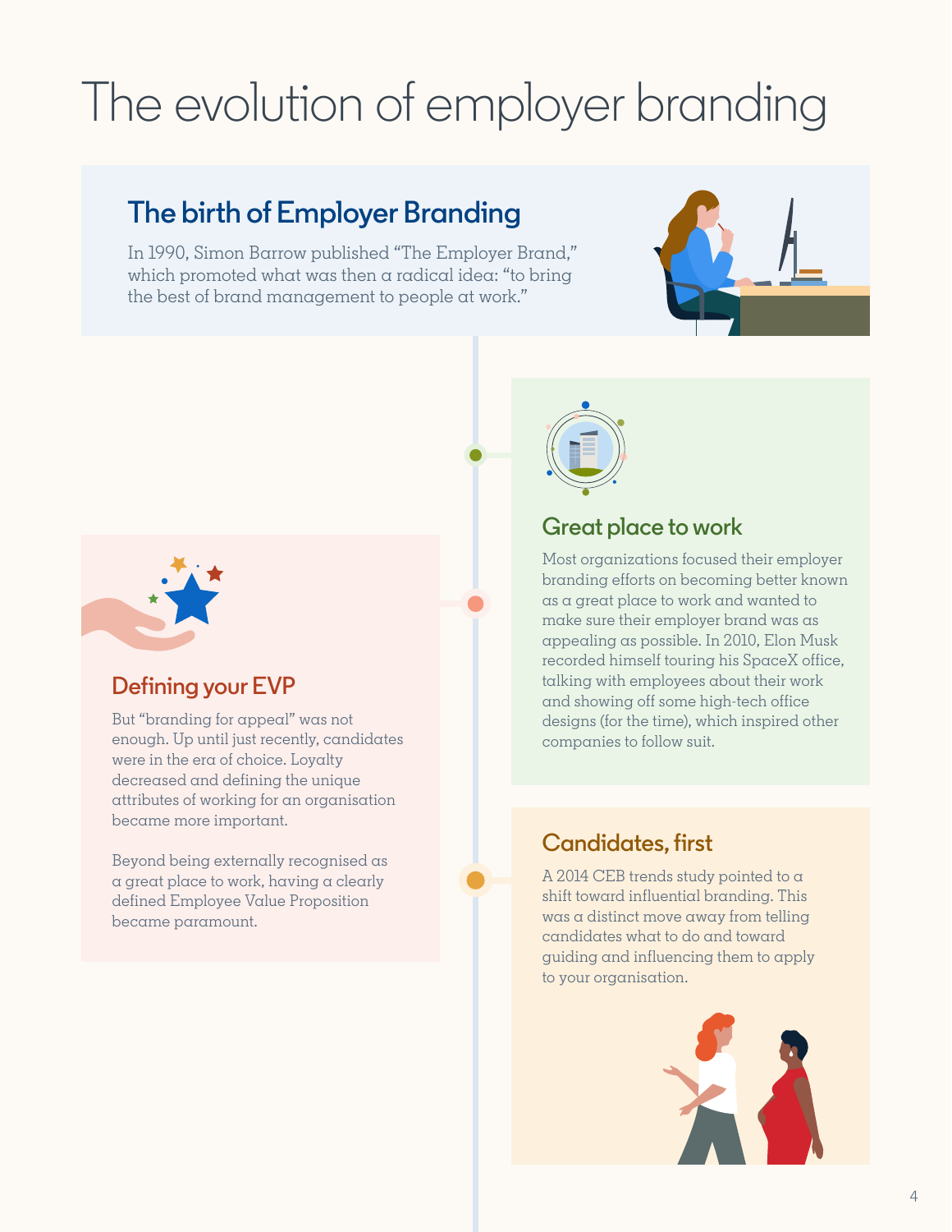# The evolution of employer branding

## The birth of Employer Branding

In 1990, Simon Barrow published "The Employer Brand," which promoted what was then a radical idea: "to bring the best of brand management to people at work."

## Great place to work

Most organizations focused their employer branding efforts on becoming better known as a great place to work and wanted to make sure their employer brand was as appealing as possible. In 2010, Elon Musk recorded himself touring his SpaceX office, talking with employees about their work and showing off some high-tech office designs (for the time), which inspired other companies to follow suit.

## Defining your EVP

But "branding for appeal" was not enough. Up until just recently, candidates were in the era of choice. Loyalty decreased and defining the unique attributes of working for an organisation became more important.

Beyond being externally recognised as a great place to work, having a clearly defined Employee Value Proposition became paramount.

## Candidates, first

A 2014 CEB trends study pointed to a shift toward influential branding. This was a distinct move away from telling candidates what to do and toward guiding and influencing them to apply to your organisation.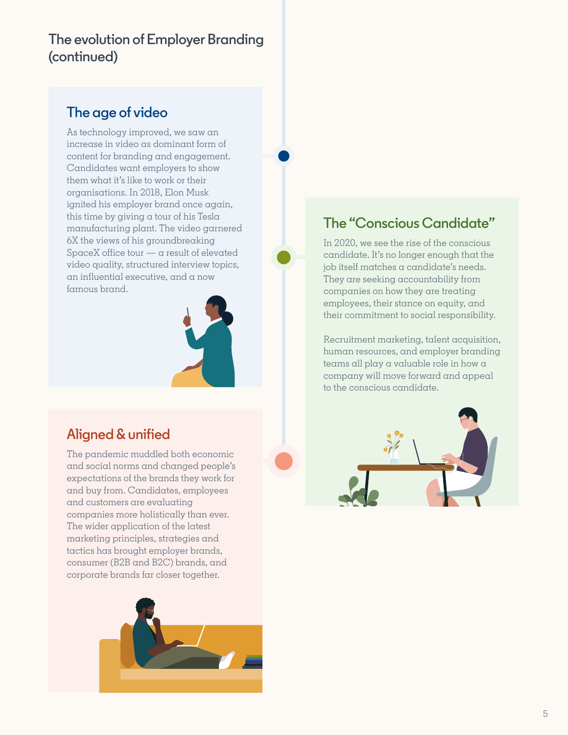## The evolution of Employer Branding (continued)

### The age of video

As technology improved, we saw an increase in video as dominant form of content for branding and engagement. Candidates want employers to show them what it's like to work or their organisations. In 2018, Elon Musk ignited his employer brand once again, this time by giving a tour of his Tesla manufacturing plant. The video garnered 6X the views of his groundbreaking SpaceX office tour — a result of elevated video quality, structured interview topics, an influential executive, and a now famous brand.

### The "Conscious Candidate"

In 2020, we see the rise of the conscious candidate. It's no longer enough that the job itself matches a candidate's needs. They are seeking accountability from companies on how they are treating employees, their stance on equity, and their commitment to social responsibility.

Recruitment marketing, talent acquisition, human resources, and employer branding teams all play a valuable role in how a company will move forward and appeal to the conscious candidate.

### Aligned & unified

The pandemic muddled both economic and social norms and changed people's expectations of the brands they work for and buy from. Candidates, employees and customers are evaluating companies more holistically than ever. The wider application of the latest marketing principles, strategies and tactics has brought employer brands, consumer (B2B and B2C) brands, and corporate brands far closer together.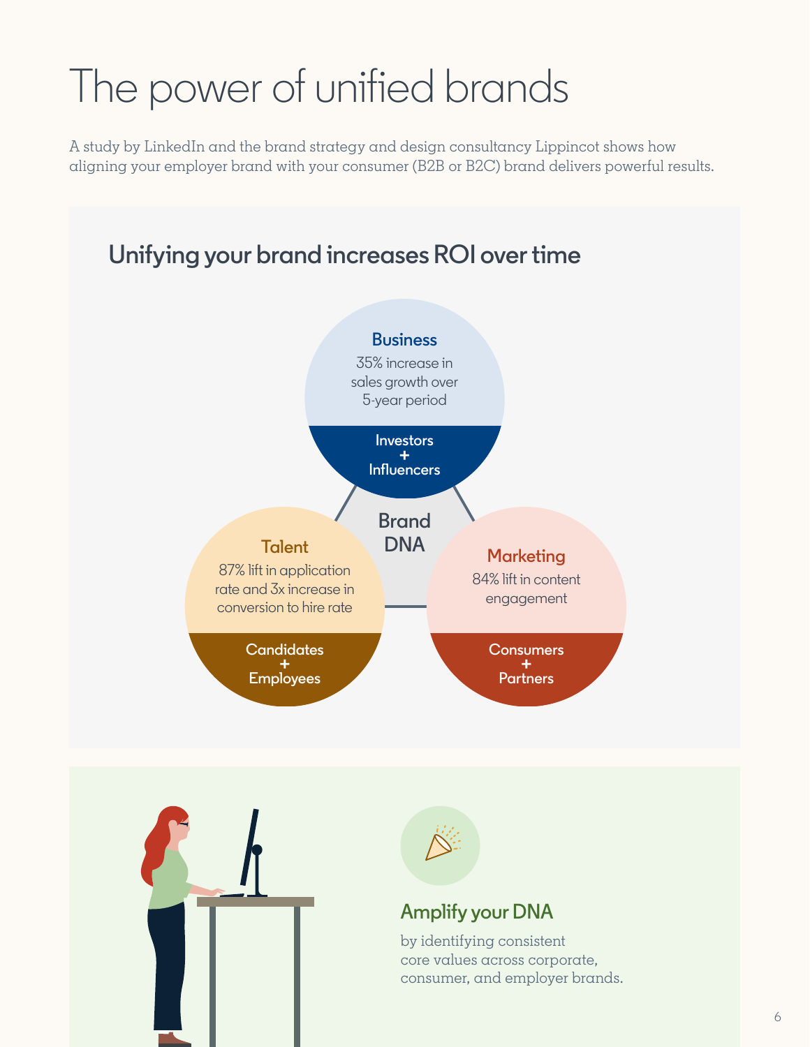# The power of unified brands

A study by LinkedIn and the brand strategy and design consultancy Lippincot shows how aligning your employer brand with your consumer (B2B or B2C) brand delivers powerful results.

## Unifying your brand increases ROI over time

**Business**
35% increase in sales growth over 5-year period

Investors + Influencers

**Brand DNA**

**Talent**
87% lift in application rate and 3x increase in conversion to hire rate

Candidates + Employees

**Marketing**
84% lift in content engagement

Consumers + Partners

### Amplify your DNA

by identifying consistent core values across corporate, consumer, and employer brands.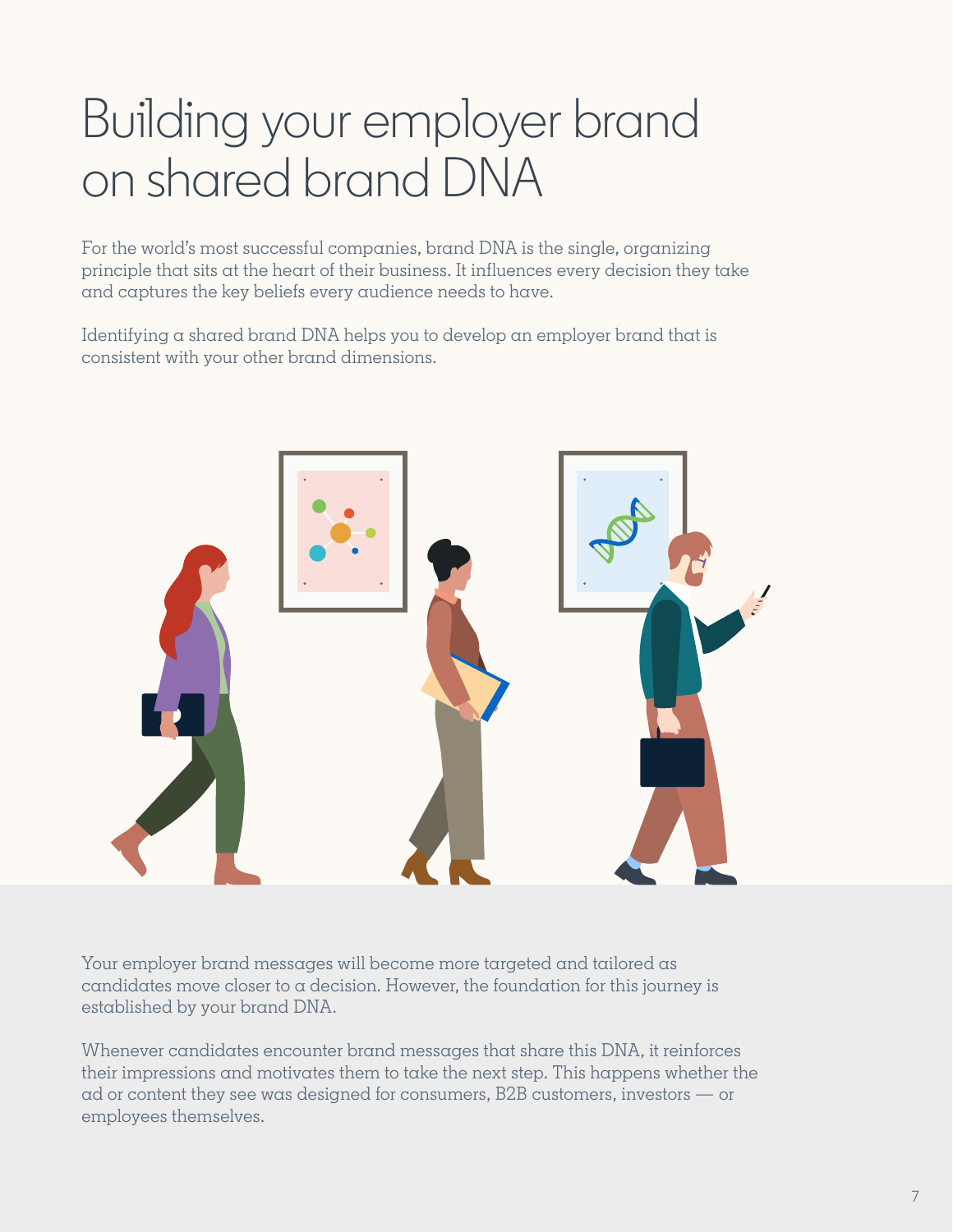# Building your employer brand on shared brand DNA

For the world's most successful companies, brand DNA is the single, organizing principle that sits at the heart of their business. It influences every decision they take and captures the key beliefs every audience needs to have.

Identifying a shared brand DNA helps you to develop an employer brand that is consistent with your other brand dimensions.

Your employer brand messages will become more targeted and tailored as candidates move closer to a decision. However, the foundation for this journey is established by your brand DNA.

Whenever candidates encounter brand messages that share this DNA, it reinforces their impressions and motivates them to take the next step. This happens whether the ad or content they see was designed for consumers, B2B customers, investors — or employees themselves.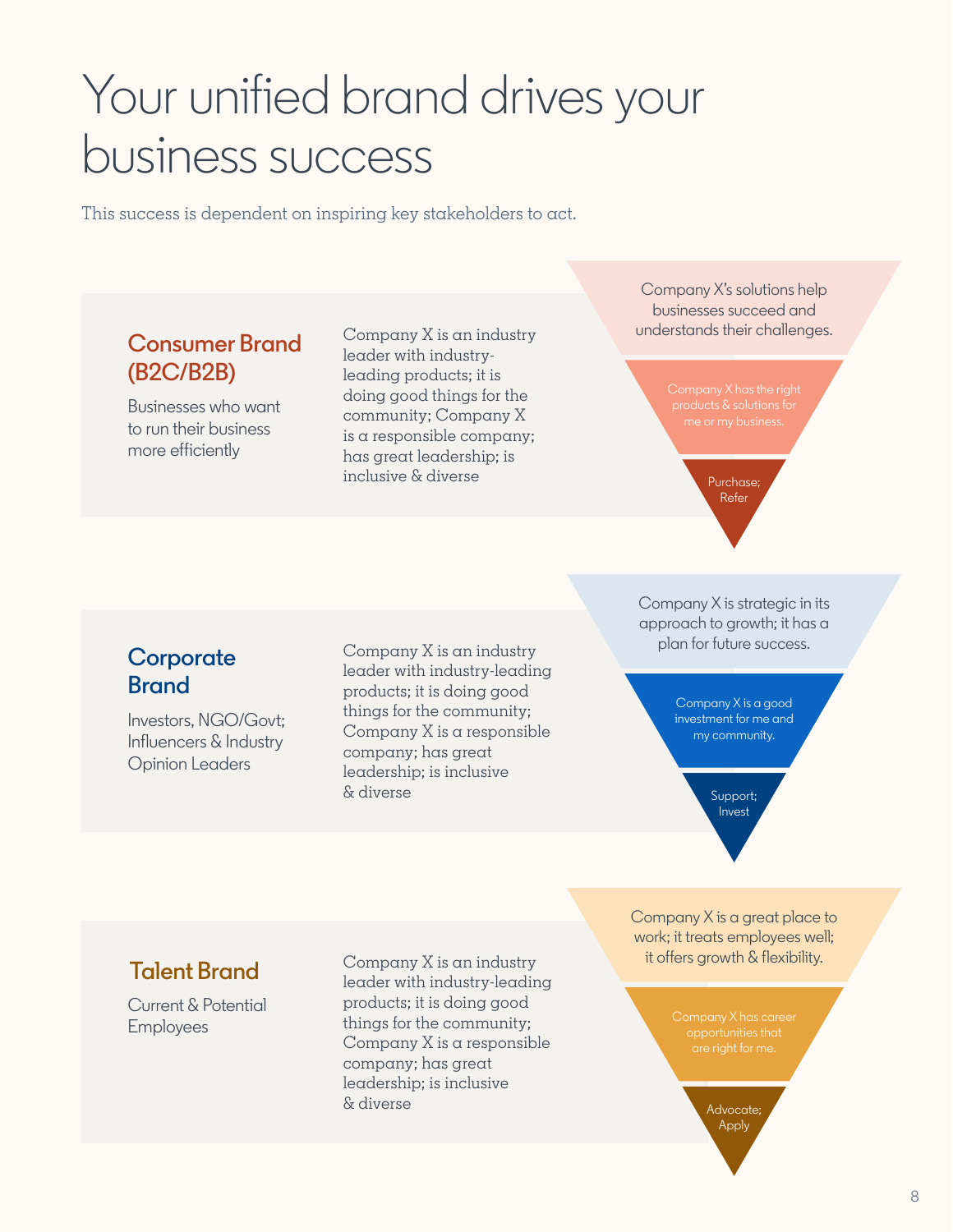# Your unified brand drives your business success

This success is dependent on inspiring key stakeholders to act.

## Consumer Brand (B2C/B2B)

Businesses who want to run their business more efficiently

Company X is an industry leader with industry-leading products; it is doing good things for the community; Company X is a responsible company; has great leadership; is inclusive & diverse

- Company X's solutions help businesses succeed and understands their challenges.
- Company X has the right products & solutions for me or my business.
- Purchase; Refer

## Corporate Brand

Investors, NGO/Govt; Influencers & Industry Opinion Leaders

Company X is an industry leader with industry-leading products; it is doing good things for the community; Company X is a responsible company; has great leadership; is inclusive & diverse

- Company X is strategic in its approach to growth; it has a plan for future success.
- Company X is a good investment for me and my community.
- Support; Invest

## Talent Brand

Current & Potential Employees

Company X is an industry leader with industry-leading products; it is doing good things for the community; Company X is a responsible company; has great leadership; is inclusive & diverse

- Company X is a great place to work; it treats employees well; it offers growth & flexibility.
- Company X has career opportunities that are right for me.
- Advocate; Apply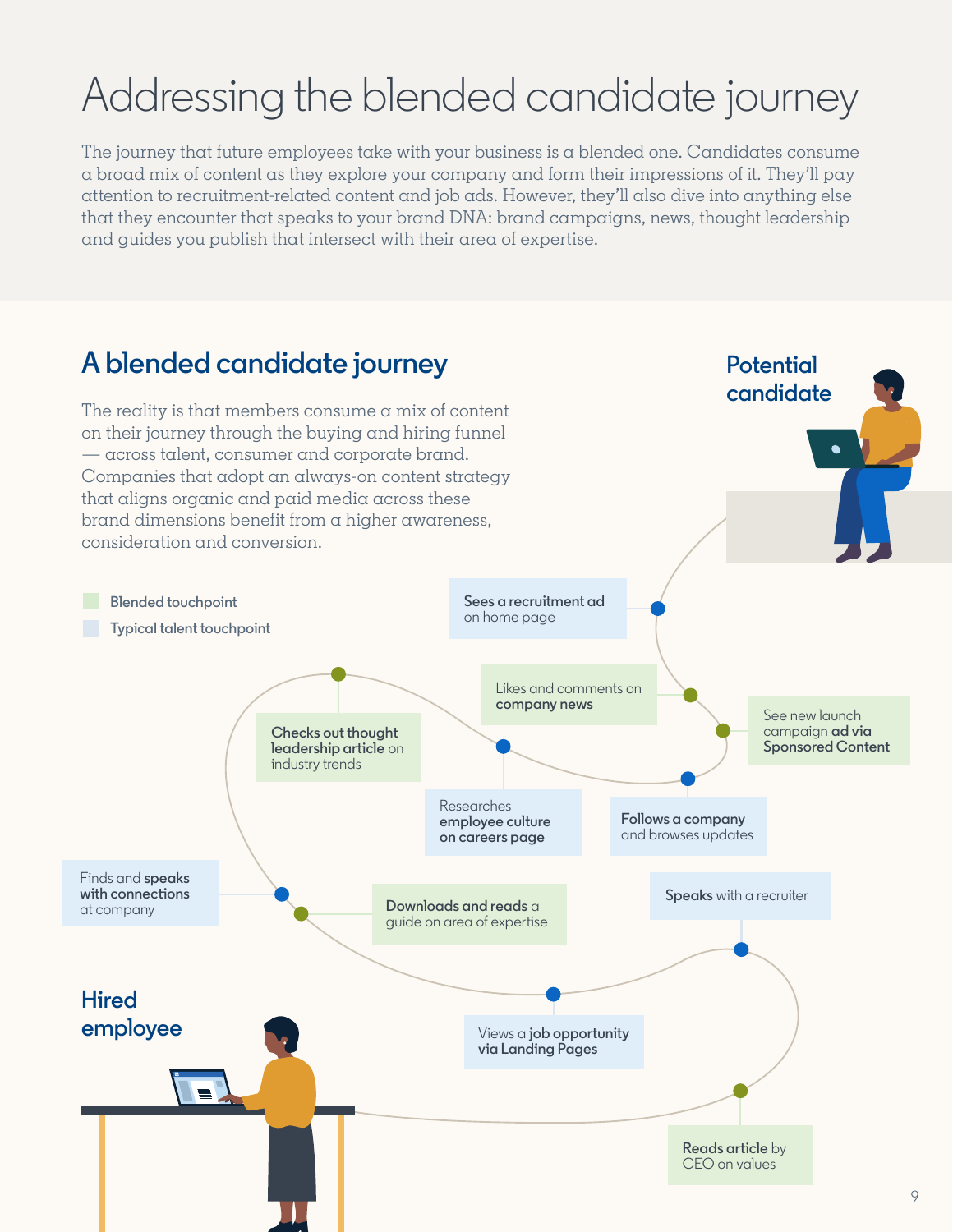# Addressing the blended candidate journey

The journey that future employees take with your business is a blended one. Candidates consume a broad mix of content as they explore your company and form their impressions of it. They'll pay attention to recruitment-related content and job ads. However, they'll also dive into anything else that they encounter that speaks to your brand DNA: brand campaigns, news, thought leadership and guides you publish that intersect with their area of expertise.

## A blended candidate journey

The reality is that members consume a mix of content on their journey through the buying and hiring funnel — across talent, consumer and corporate brand. Companies that adopt an always-on content strategy that aligns organic and paid media across these brand dimensions benefit from a higher awareness, consideration and conversion.

- Blended touchpoint
- Typical talent touchpoint

**Potential candidate**

- **Sees a recruitment ad** on home page
- See new launch campaign **ad via Sponsored Content**
- Likes and comments on **company news**
- **Follows a company** and browses updates
- Researches **employee culture on careers page**
- **Checks out thought leadership article** on industry trends
- Finds and **speaks with connections** at company
- **Downloads and reads** a guide on area of expertise
- Views a **job opportunity via Landing Pages**
- **Speaks** with a recruiter
- **Reads article** by CEO on values

**Hired employee**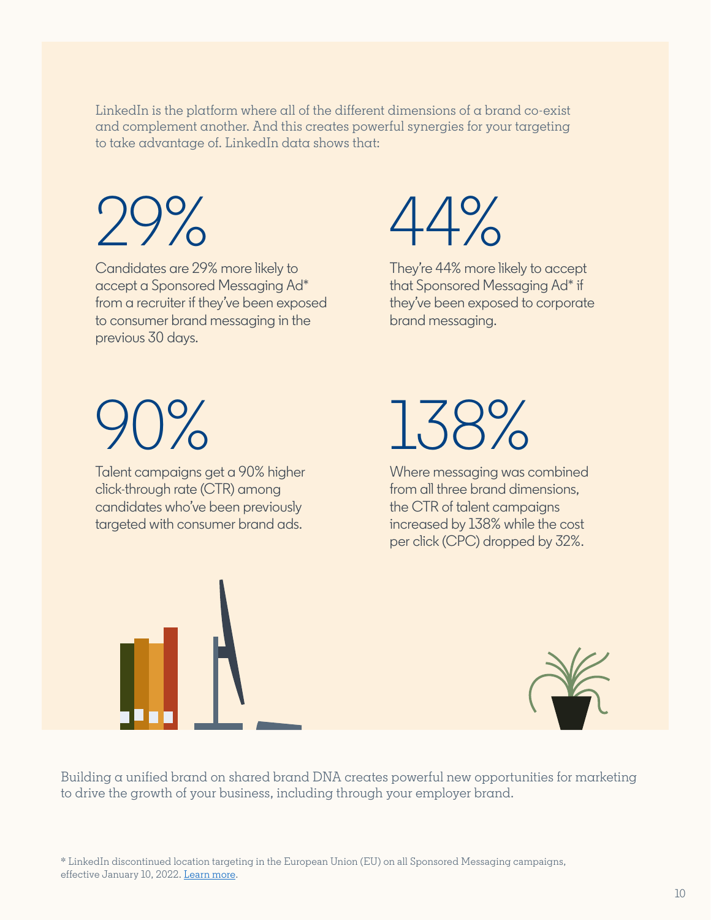LinkedIn is the platform where all of the different dimensions of a brand co-exist and complement another. And this creates powerful synergies for your targeting to take advantage of. LinkedIn data shows that:

## 29%

Candidates are 29% more likely to accept a Sponsored Messaging Ad* from a recruiter if they've been exposed to consumer brand messaging in the previous 30 days.

## 44%

They're 44% more likely to accept that Sponsored Messaging Ad* if they've been exposed to corporate brand messaging.

## 90%

Talent campaigns get a 90% higher click-through rate (CTR) among candidates who've been previously targeted with consumer brand ads.

## 138%

Where messaging was combined from all three brand dimensions, the CTR of talent campaigns increased by 138% while the cost per click (CPC) dropped by 32%.

Building a unified brand on shared brand DNA creates powerful new opportunities for marketing to drive the growth of your business, including through your employer brand.

* LinkedIn discontinued location targeting in the European Union (EU) on all Sponsored Messaging campaigns, effective January 10, 2022. Learn more.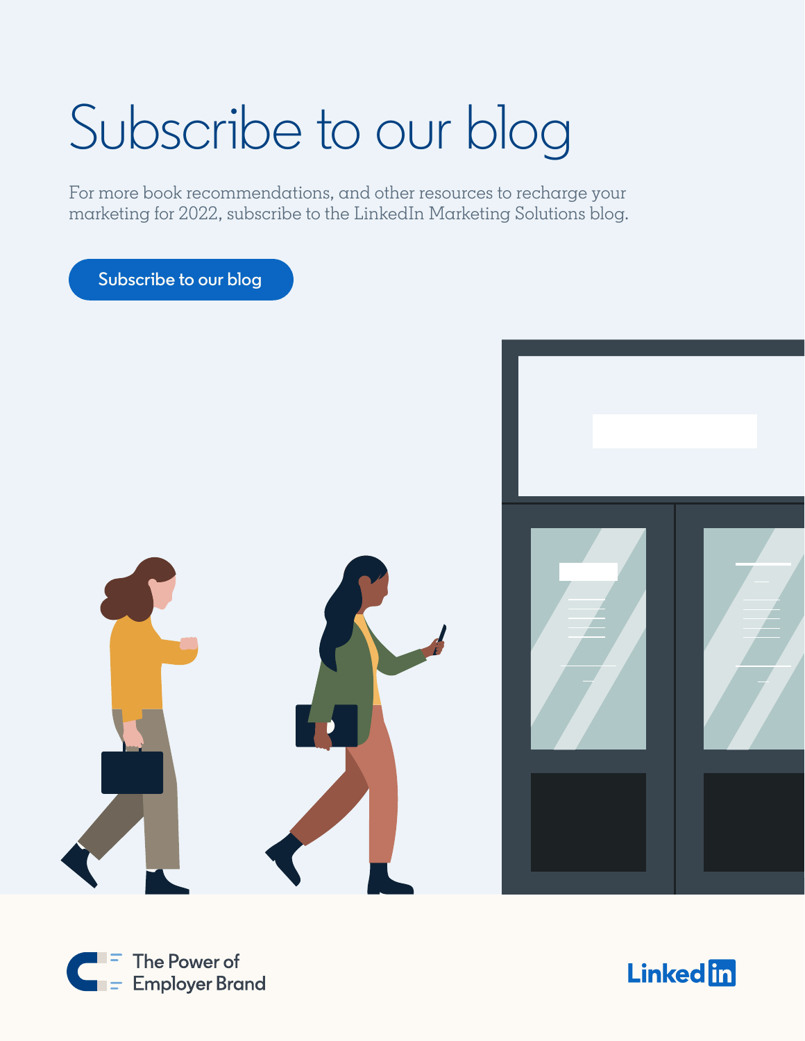# Subscribe to our blog

For more book recommendations, and other resources to recharge your marketing for 2022, subscribe to the LinkedIn Marketing Solutions blog.

Subscribe to our blog

The Power of Employer Brand

LinkedIn